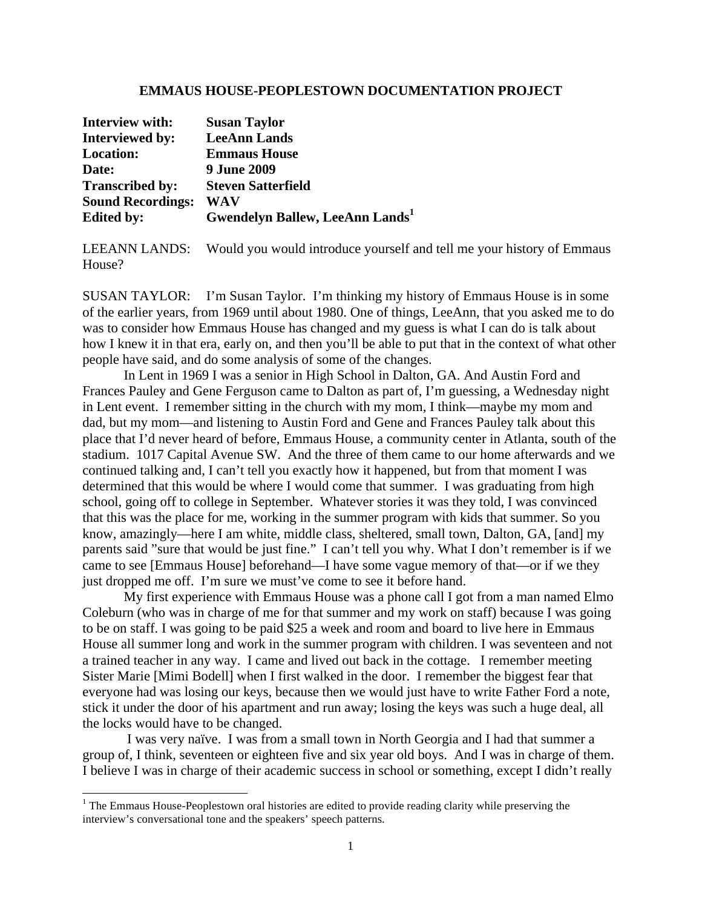# EMMAUS HOUSE-PEOPLESTOWN DOCUMENTATION PROJECT

| | |
|---|---|
| **Interview with:** | **Susan Taylor** |
| **Interviewed by:** | **LeeAnn Lands** |
| **Location:** | **Emmaus House** |
| **Date:** | **9 June 2009** |
| **Transcribed by:** | **Steven Satterfield** |
| **Sound Recordings:** | **WAV** |
| **Edited by:** | **Gwendelyn Ballew, LeeAnn Lands**[1] |

LEEANN LANDS: Would you would introduce yourself and tell me your history of Emmaus House?

SUSAN TAYLOR: I'm Susan Taylor. I'm thinking my history of Emmaus House is in some of the earlier years, from 1969 until about 1980. One of things, LeeAnn, that you asked me to do was to consider how Emmaus House has changed and my guess is what I can do is talk about how I knew it in that era, early on, and then you'll be able to put that in the context of what other people have said, and do some analysis of some of the changes.

In Lent in 1969 I was a senior in High School in Dalton, GA. And Austin Ford and Frances Pauley and Gene Ferguson came to Dalton as part of, I'm guessing, a Wednesday night in Lent event. I remember sitting in the church with my mom, I think—maybe my mom and dad, but my mom—and listening to Austin Ford and Gene and Frances Pauley talk about this place that I'd never heard of before, Emmaus House, a community center in Atlanta, south of the stadium. 1017 Capital Avenue SW. And the three of them came to our home afterwards and we continued talking and, I can't tell you exactly how it happened, but from that moment I was determined that this would be where I would come that summer. I was graduating from high school, going off to college in September. Whatever stories it was they told, I was convinced that this was the place for me, working in the summer program with kids that summer. So you know, amazingly—here I am white, middle class, sheltered, small town, Dalton, GA, [and] my parents said "sure that would be just fine." I can't tell you why. What I don't remember is if we came to see [Emmaus House] beforehand—I have some vague memory of that—or if we they just dropped me off. I'm sure we must've come to see it before hand.

My first experience with Emmaus House was a phone call I got from a man named Elmo Coleburn (who was in charge of me for that summer and my work on staff) because I was going to be on staff. I was going to be paid $25 a week and room and board to live here in Emmaus House all summer long and work in the summer program with children. I was seventeen and not a trained teacher in any way. I came and lived out back in the cottage. I remember meeting Sister Marie [Mimi Bodell] when I first walked in the door. I remember the biggest fear that everyone had was losing our keys, because then we would just have to write Father Ford a note, stick it under the door of his apartment and run away; losing the keys was such a huge deal, all the locks would have to be changed.

I was very naïve. I was from a small town in North Georgia and I had that summer a group of, I think, seventeen or eighteen five and six year old boys. And I was in charge of them. I believe I was in charge of their academic success in school or something, except I didn't really

[1] The Emmaus House-Peoplestown oral histories are edited to provide reading clarity while preserving the interview's conversational tone and the speakers' speech patterns.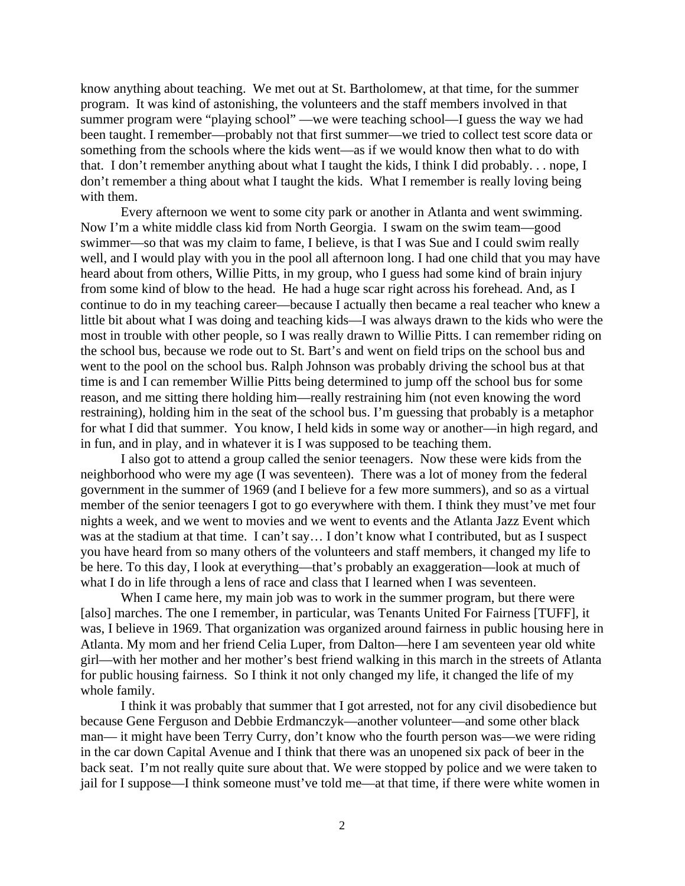know anything about teaching. We met out at St. Bartholomew, at that time, for the summer program. It was kind of astonishing, the volunteers and the staff members involved in that summer program were "playing school" —we were teaching school—I guess the way we had been taught. I remember—probably not that first summer—we tried to collect test score data or something from the schools where the kids went—as if we would know then what to do with that. I don't remember anything about what I taught the kids, I think I did probably. . . nope, I don't remember a thing about what I taught the kids. What I remember is really loving being with them.

Every afternoon we went to some city park or another in Atlanta and went swimming. Now I'm a white middle class kid from North Georgia. I swam on the swim team—good swimmer—so that was my claim to fame, I believe, is that I was Sue and I could swim really well, and I would play with you in the pool all afternoon long. I had one child that you may have heard about from others, Willie Pitts, in my group, who I guess had some kind of brain injury from some kind of blow to the head. He had a huge scar right across his forehead. And, as I continue to do in my teaching career—because I actually then became a real teacher who knew a little bit about what I was doing and teaching kids—I was always drawn to the kids who were the most in trouble with other people, so I was really drawn to Willie Pitts. I can remember riding on the school bus, because we rode out to St. Bart's and went on field trips on the school bus and went to the pool on the school bus. Ralph Johnson was probably driving the school bus at that time is and I can remember Willie Pitts being determined to jump off the school bus for some reason, and me sitting there holding him—really restraining him (not even knowing the word restraining), holding him in the seat of the school bus. I'm guessing that probably is a metaphor for what I did that summer. You know, I held kids in some way or another—in high regard, and in fun, and in play, and in whatever it is I was supposed to be teaching them.

I also got to attend a group called the senior teenagers. Now these were kids from the neighborhood who were my age (I was seventeen). There was a lot of money from the federal government in the summer of 1969 (and I believe for a few more summers), and so as a virtual member of the senior teenagers I got to go everywhere with them. I think they must've met four nights a week, and we went to movies and we went to events and the Atlanta Jazz Event which was at the stadium at that time. I can't say… I don't know what I contributed, but as I suspect you have heard from so many others of the volunteers and staff members, it changed my life to be here. To this day, I look at everything—that's probably an exaggeration—look at much of what I do in life through a lens of race and class that I learned when I was seventeen.

When I came here, my main job was to work in the summer program, but there were [also] marches. The one I remember, in particular, was Tenants United For Fairness [TUFF], it was, I believe in 1969. That organization was organized around fairness in public housing here in Atlanta. My mom and her friend Celia Luper, from Dalton—here I am seventeen year old white girl—with her mother and her mother's best friend walking in this march in the streets of Atlanta for public housing fairness. So I think it not only changed my life, it changed the life of my whole family.

I think it was probably that summer that I got arrested, not for any civil disobedience but because Gene Ferguson and Debbie Erdmanczyk—another volunteer—and some other black man— it might have been Terry Curry, don't know who the fourth person was—we were riding in the car down Capital Avenue and I think that there was an unopened six pack of beer in the back seat. I'm not really quite sure about that. We were stopped by police and we were taken to jail for I suppose—I think someone must've told me—at that time, if there were white women in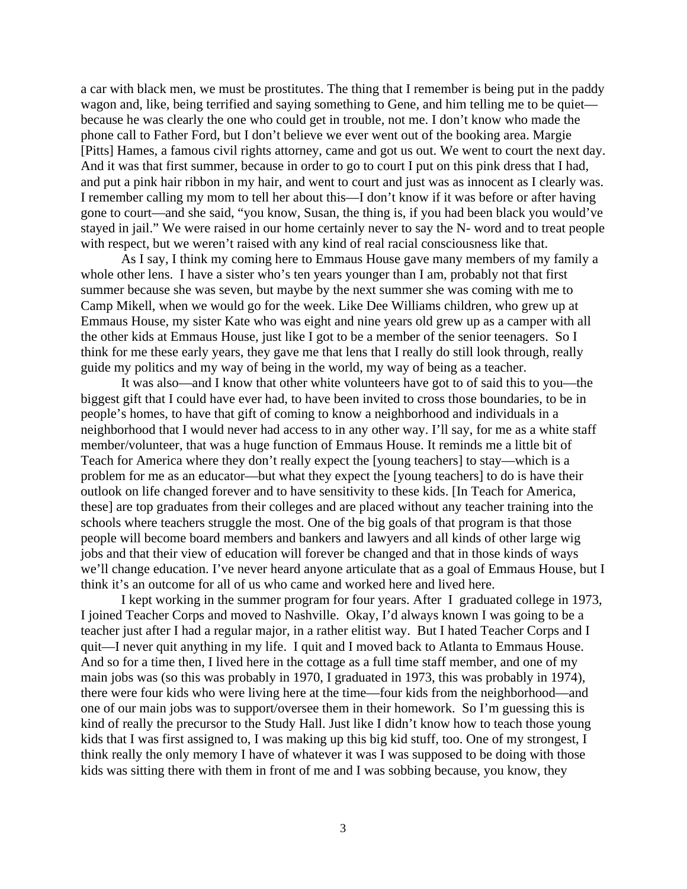a car with black men, we must be prostitutes. The thing that I remember is being put in the paddy wagon and, like, being terrified and saying something to Gene, and him telling me to be quiet—because he was clearly the one who could get in trouble, not me. I don't know who made the phone call to Father Ford, but I don't believe we ever went out of the booking area. Margie [Pitts] Hames, a famous civil rights attorney, came and got us out. We went to court the next day. And it was that first summer, because in order to go to court I put on this pink dress that I had, and put a pink hair ribbon in my hair, and went to court and just was as innocent as I clearly was. I remember calling my mom to tell her about this—I don't know if it was before or after having gone to court—and she said, "you know, Susan, the thing is, if you had been black you would've stayed in jail." We were raised in our home certainly never to say the N- word and to treat people with respect, but we weren't raised with any kind of real racial consciousness like that.

As I say, I think my coming here to Emmaus House gave many members of my family a whole other lens. I have a sister who's ten years younger than I am, probably not that first summer because she was seven, but maybe by the next summer she was coming with me to Camp Mikell, when we would go for the week. Like Dee Williams children, who grew up at Emmaus House, my sister Kate who was eight and nine years old grew up as a camper with all the other kids at Emmaus House, just like I got to be a member of the senior teenagers. So I think for me these early years, they gave me that lens that I really do still look through, really guide my politics and my way of being in the world, my way of being as a teacher.

It was also—and I know that other white volunteers have got to of said this to you—the biggest gift that I could have ever had, to have been invited to cross those boundaries, to be in people's homes, to have that gift of coming to know a neighborhood and individuals in a neighborhood that I would never had access to in any other way. I'll say, for me as a white staff member/volunteer, that was a huge function of Emmaus House. It reminds me a little bit of Teach for America where they don't really expect the [young teachers] to stay—which is a problem for me as an educator—but what they expect the [young teachers] to do is have their outlook on life changed forever and to have sensitivity to these kids. [In Teach for America, these] are top graduates from their colleges and are placed without any teacher training into the schools where teachers struggle the most. One of the big goals of that program is that those people will become board members and bankers and lawyers and all kinds of other large wig jobs and that their view of education will forever be changed and that in those kinds of ways we'll change education. I've never heard anyone articulate that as a goal of Emmaus House, but I think it's an outcome for all of us who came and worked here and lived here.

I kept working in the summer program for four years. After I graduated college in 1973, I joined Teacher Corps and moved to Nashville. Okay, I'd always known I was going to be a teacher just after I had a regular major, in a rather elitist way. But I hated Teacher Corps and I quit—I never quit anything in my life. I quit and I moved back to Atlanta to Emmaus House. And so for a time then, I lived here in the cottage as a full time staff member, and one of my main jobs was (so this was probably in 1970, I graduated in 1973, this was probably in 1974), there were four kids who were living here at the time—four kids from the neighborhood—and one of our main jobs was to support/oversee them in their homework. So I'm guessing this is kind of really the precursor to the Study Hall. Just like I didn't know how to teach those young kids that I was first assigned to, I was making up this big kid stuff, too. One of my strongest, I think really the only memory I have of whatever it was I was supposed to be doing with those kids was sitting there with them in front of me and I was sobbing because, you know, they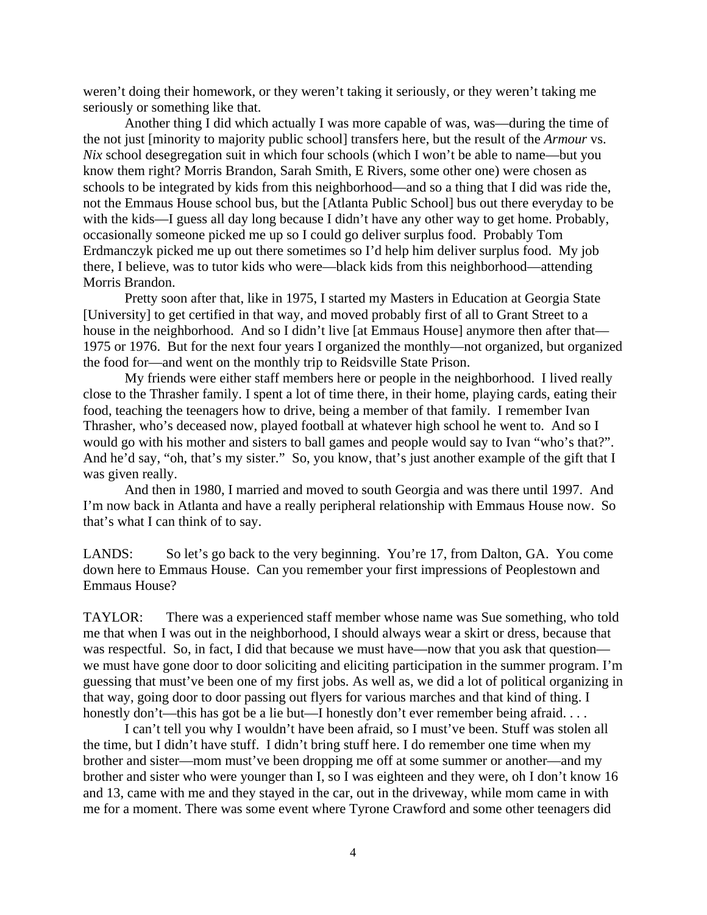weren't doing their homework, or they weren't taking it seriously, or they weren't taking me seriously or something like that.

Another thing I did which actually I was more capable of was, was—during the time of the not just [minority to majority public school] transfers here, but the result of the *Armour* vs. *Nix* school desegregation suit in which four schools (which I won't be able to name—but you know them right? Morris Brandon, Sarah Smith, E Rivers, some other one) were chosen as schools to be integrated by kids from this neighborhood—and so a thing that I did was ride the, not the Emmaus House school bus, but the [Atlanta Public School] bus out there everyday to be with the kids—I guess all day long because I didn't have any other way to get home. Probably, occasionally someone picked me up so I could go deliver surplus food. Probably Tom Erdmanczyk picked me up out there sometimes so I'd help him deliver surplus food. My job there, I believe, was to tutor kids who were—black kids from this neighborhood—attending Morris Brandon.

Pretty soon after that, like in 1975, I started my Masters in Education at Georgia State [University] to get certified in that way, and moved probably first of all to Grant Street to a house in the neighborhood. And so I didn't live [at Emmaus House] anymore then after that—1975 or 1976. But for the next four years I organized the monthly—not organized, but organized the food for—and went on the monthly trip to Reidsville State Prison.

My friends were either staff members here or people in the neighborhood. I lived really close to the Thrasher family. I spent a lot of time there, in their home, playing cards, eating their food, teaching the teenagers how to drive, being a member of that family. I remember Ivan Thrasher, who's deceased now, played football at whatever high school he went to. And so I would go with his mother and sisters to ball games and people would say to Ivan "who's that?". And he'd say, "oh, that's my sister." So, you know, that's just another example of the gift that I was given really.

And then in 1980, I married and moved to south Georgia and was there until 1997. And I'm now back in Atlanta and have a really peripheral relationship with Emmaus House now. So that's what I can think of to say.

LANDS: So let's go back to the very beginning. You're 17, from Dalton, GA. You come down here to Emmaus House. Can you remember your first impressions of Peoplestown and Emmaus House?

TAYLOR: There was a experienced staff member whose name was Sue something, who told me that when I was out in the neighborhood, I should always wear a skirt or dress, because that was respectful. So, in fact, I did that because we must have—now that you ask that question—we must have gone door to door soliciting and eliciting participation in the summer program. I'm guessing that must've been one of my first jobs. As well as, we did a lot of political organizing in that way, going door to door passing out flyers for various marches and that kind of thing. I honestly don't—this has got be a lie but—I honestly don't ever remember being afraid. . . .

I can't tell you why I wouldn't have been afraid, so I must've been. Stuff was stolen all the time, but I didn't have stuff. I didn't bring stuff here. I do remember one time when my brother and sister—mom must've been dropping me off at some summer or another—and my brother and sister who were younger than I, so I was eighteen and they were, oh I don't know 16 and 13, came with me and they stayed in the car, out in the driveway, while mom came in with me for a moment. There was some event where Tyrone Crawford and some other teenagers did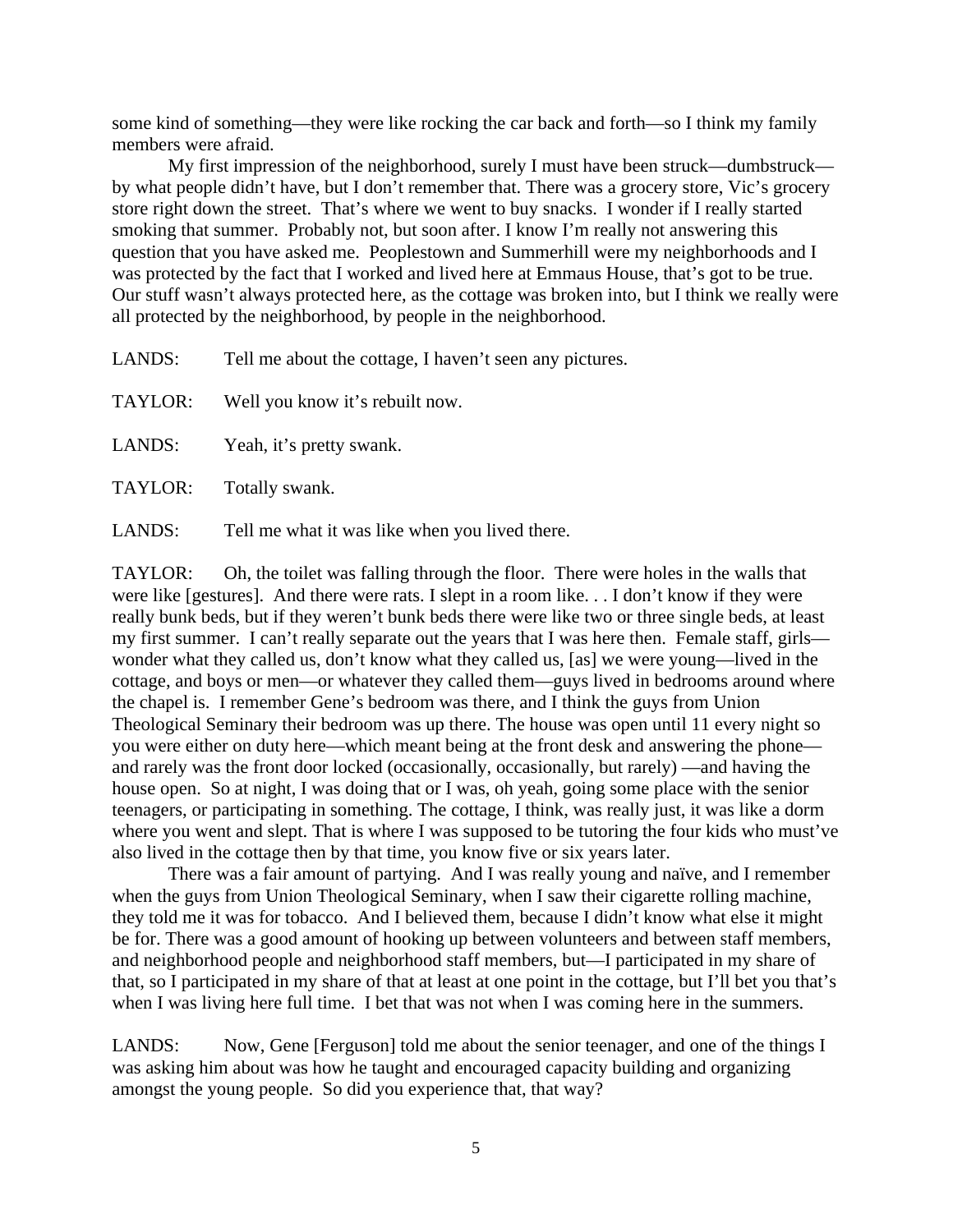some kind of something—they were like rocking the car back and forth—so I think my family members were afraid.

My first impression of the neighborhood, surely I must have been struck—dumbstruck—by what people didn't have, but I don't remember that. There was a grocery store, Vic's grocery store right down the street. That's where we went to buy snacks. I wonder if I really started smoking that summer. Probably not, but soon after. I know I'm really not answering this question that you have asked me. Peoplestown and Summerhill were my neighborhoods and I was protected by the fact that I worked and lived here at Emmaus House, that's got to be true. Our stuff wasn't always protected here, as the cottage was broken into, but I think we really were all protected by the neighborhood, by people in the neighborhood.

LANDS: Tell me about the cottage, I haven't seen any pictures.

TAYLOR: Well you know it's rebuilt now.

LANDS: Yeah, it's pretty swank.

TAYLOR: Totally swank.

LANDS: Tell me what it was like when you lived there.

TAYLOR: Oh, the toilet was falling through the floor. There were holes in the walls that were like [gestures]. And there were rats. I slept in a room like. . . I don't know if they were really bunk beds, but if they weren't bunk beds there were like two or three single beds, at least my first summer. I can't really separate out the years that I was here then. Female staff, girls—wonder what they called us, don't know what they called us, [as] we were young—lived in the cottage, and boys or men—or whatever they called them—guys lived in bedrooms around where the chapel is. I remember Gene's bedroom was there, and I think the guys from Union Theological Seminary their bedroom was up there. The house was open until 11 every night so you were either on duty here—which meant being at the front desk and answering the phone—and rarely was the front door locked (occasionally, occasionally, but rarely) —and having the house open. So at night, I was doing that or I was, oh yeah, going some place with the senior teenagers, or participating in something. The cottage, I think, was really just, it was like a dorm where you went and slept. That is where I was supposed to be tutoring the four kids who must've also lived in the cottage then by that time, you know five or six years later.

There was a fair amount of partying. And I was really young and naïve, and I remember when the guys from Union Theological Seminary, when I saw their cigarette rolling machine, they told me it was for tobacco. And I believed them, because I didn't know what else it might be for. There was a good amount of hooking up between volunteers and between staff members, and neighborhood people and neighborhood staff members, but—I participated in my share of that, so I participated in my share of that at least at one point in the cottage, but I'll bet you that's when I was living here full time. I bet that was not when I was coming here in the summers.

LANDS: Now, Gene [Ferguson] told me about the senior teenager, and one of the things I was asking him about was how he taught and encouraged capacity building and organizing amongst the young people. So did you experience that, that way?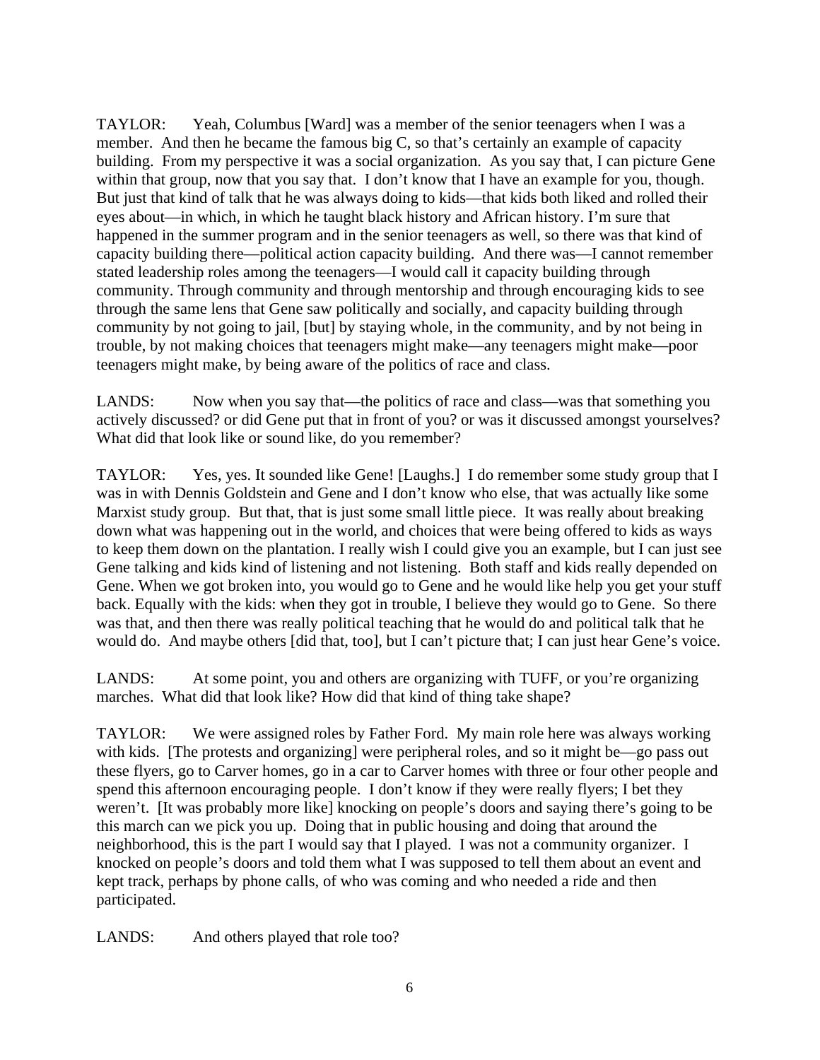TAYLOR: Yeah, Columbus [Ward] was a member of the senior teenagers when I was a member. And then he became the famous big C, so that's certainly an example of capacity building. From my perspective it was a social organization. As you say that, I can picture Gene within that group, now that you say that. I don't know that I have an example for you, though. But just that kind of talk that he was always doing to kids—that kids both liked and rolled their eyes about—in which, in which he taught black history and African history. I'm sure that happened in the summer program and in the senior teenagers as well, so there was that kind of capacity building there—political action capacity building. And there was—I cannot remember stated leadership roles among the teenagers—I would call it capacity building through community. Through community and through mentorship and through encouraging kids to see through the same lens that Gene saw politically and socially, and capacity building through community by not going to jail, [but] by staying whole, in the community, and by not being in trouble, by not making choices that teenagers might make—any teenagers might make—poor teenagers might make, by being aware of the politics of race and class.

LANDS: Now when you say that—the politics of race and class—was that something you actively discussed? or did Gene put that in front of you? or was it discussed amongst yourselves? What did that look like or sound like, do you remember?

TAYLOR: Yes, yes. It sounded like Gene! [Laughs.] I do remember some study group that I was in with Dennis Goldstein and Gene and I don't know who else, that was actually like some Marxist study group. But that, that is just some small little piece. It was really about breaking down what was happening out in the world, and choices that were being offered to kids as ways to keep them down on the plantation. I really wish I could give you an example, but I can just see Gene talking and kids kind of listening and not listening. Both staff and kids really depended on Gene. When we got broken into, you would go to Gene and he would like help you get your stuff back. Equally with the kids: when they got in trouble, I believe they would go to Gene. So there was that, and then there was really political teaching that he would do and political talk that he would do. And maybe others [did that, too], but I can't picture that; I can just hear Gene's voice.

LANDS: At some point, you and others are organizing with TUFF, or you're organizing marches. What did that look like? How did that kind of thing take shape?

TAYLOR: We were assigned roles by Father Ford. My main role here was always working with kids. [The protests and organizing] were peripheral roles, and so it might be—go pass out these flyers, go to Carver homes, go in a car to Carver homes with three or four other people and spend this afternoon encouraging people. I don't know if they were really flyers; I bet they weren't. [It was probably more like] knocking on people's doors and saying there's going to be this march can we pick you up. Doing that in public housing and doing that around the neighborhood, this is the part I would say that I played. I was not a community organizer. I knocked on people's doors and told them what I was supposed to tell them about an event and kept track, perhaps by phone calls, of who was coming and who needed a ride and then participated.

LANDS: And others played that role too?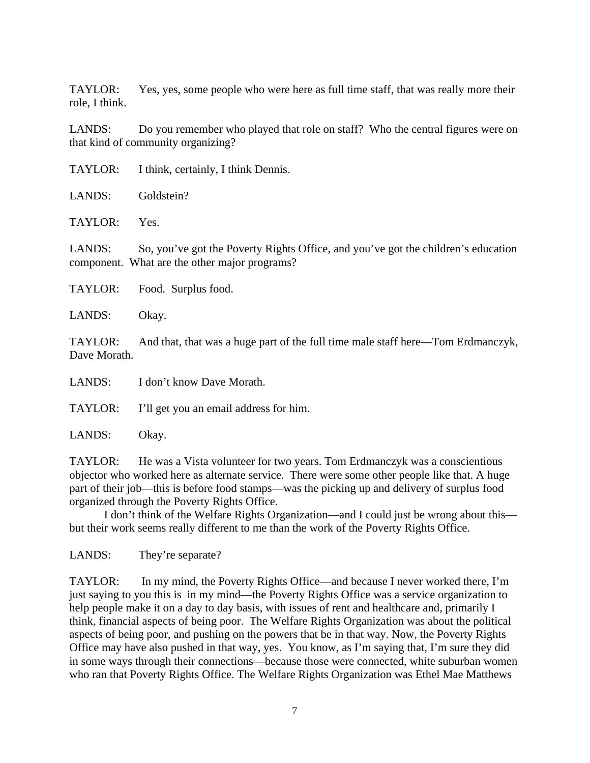TAYLOR: Yes, yes, some people who were here as full time staff, that was really more their role, I think.

LANDS: Do you remember who played that role on staff? Who the central figures were on that kind of community organizing?

TAYLOR: I think, certainly, I think Dennis.

LANDS: Goldstein?

TAYLOR: Yes.

LANDS: So, you've got the Poverty Rights Office, and you've got the children's education component. What are the other major programs?

TAYLOR: Food. Surplus food.

LANDS: Okay.

TAYLOR: And that, that was a huge part of the full time male staff here—Tom Erdmanczyk, Dave Morath.

LANDS: I don't know Dave Morath.

TAYLOR: I'll get you an email address for him.

LANDS: Okay.

TAYLOR: He was a Vista volunteer for two years. Tom Erdmanczyk was a conscientious objector who worked here as alternate service. There were some other people like that. A huge part of their job—this is before food stamps—was the picking up and delivery of surplus food organized through the Poverty Rights Office.

I don't think of the Welfare Rights Organization—and I could just be wrong about this—but their work seems really different to me than the work of the Poverty Rights Office.

LANDS: They're separate?

TAYLOR: In my mind, the Poverty Rights Office—and because I never worked there, I'm just saying to you this is in my mind—the Poverty Rights Office was a service organization to help people make it on a day to day basis, with issues of rent and healthcare and, primarily I think, financial aspects of being poor. The Welfare Rights Organization was about the political aspects of being poor, and pushing on the powers that be in that way. Now, the Poverty Rights Office may have also pushed in that way, yes. You know, as I'm saying that, I'm sure they did in some ways through their connections—because those were connected, white suburban women who ran that Poverty Rights Office. The Welfare Rights Organization was Ethel Mae Matthews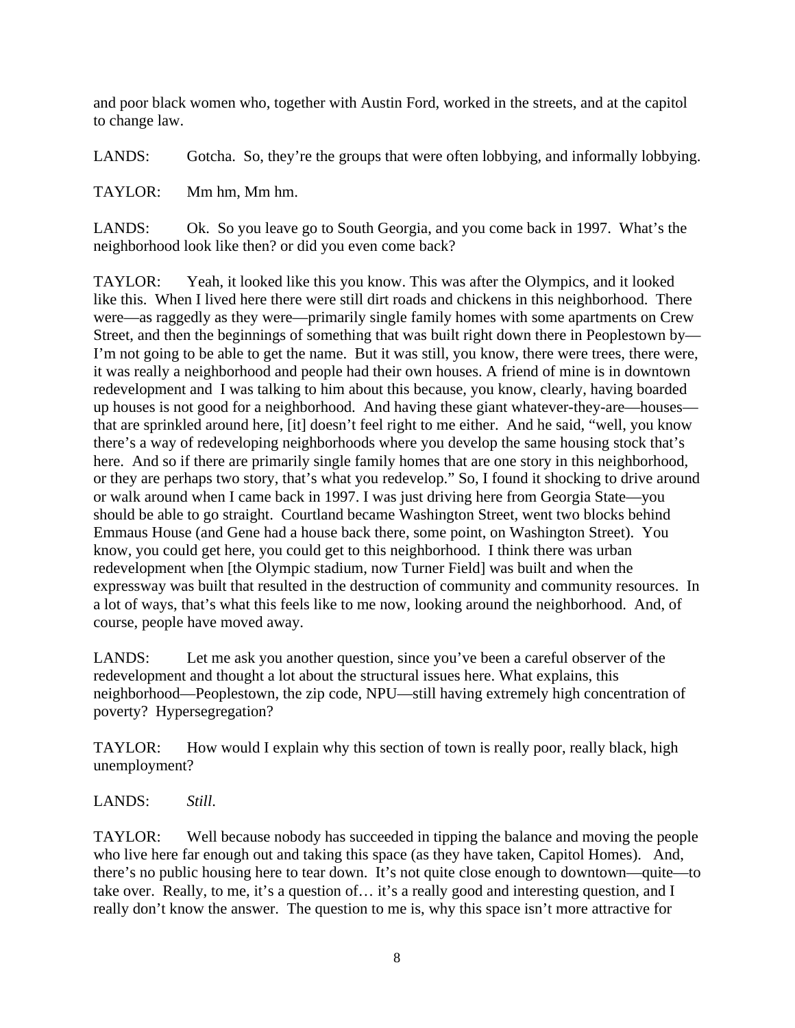and poor black women who, together with Austin Ford, worked in the streets, and at the capitol to change law.

LANDS: Gotcha. So, they're the groups that were often lobbying, and informally lobbying.

TAYLOR: Mm hm, Mm hm.

LANDS: Ok. So you leave go to South Georgia, and you come back in 1997. What's the neighborhood look like then? or did you even come back?

TAYLOR: Yeah, it looked like this you know. This was after the Olympics, and it looked like this. When I lived here there were still dirt roads and chickens in this neighborhood. There were—as raggedly as they were—primarily single family homes with some apartments on Crew Street, and then the beginnings of something that was built right down there in Peoplestown by—I'm not going to be able to get the name. But it was still, you know, there were trees, there were, it was really a neighborhood and people had their own houses. A friend of mine is in downtown redevelopment and I was talking to him about this because, you know, clearly, having boarded up houses is not good for a neighborhood. And having these giant whatever-they-are—houses—that are sprinkled around here, [it] doesn't feel right to me either. And he said, "well, you know there's a way of redeveloping neighborhoods where you develop the same housing stock that's here. And so if there are primarily single family homes that are one story in this neighborhood, or they are perhaps two story, that's what you redevelop." So, I found it shocking to drive around or walk around when I came back in 1997. I was just driving here from Georgia State—you should be able to go straight. Courtland became Washington Street, went two blocks behind Emmaus House (and Gene had a house back there, some point, on Washington Street). You know, you could get here, you could get to this neighborhood. I think there was urban redevelopment when [the Olympic stadium, now Turner Field] was built and when the expressway was built that resulted in the destruction of community and community resources. In a lot of ways, that's what this feels like to me now, looking around the neighborhood. And, of course, people have moved away.

LANDS: Let me ask you another question, since you've been a careful observer of the redevelopment and thought a lot about the structural issues here. What explains, this neighborhood—Peoplestown, the zip code, NPU—still having extremely high concentration of poverty? Hypersegregation?

TAYLOR: How would I explain why this section of town is really poor, really black, high unemployment?

LANDS: *Still.*

TAYLOR: Well because nobody has succeeded in tipping the balance and moving the people who live here far enough out and taking this space (as they have taken, Capitol Homes). And, there's no public housing here to tear down. It's not quite close enough to downtown—quite—to take over. Really, to me, it's a question of… it's a really good and interesting question, and I really don't know the answer. The question to me is, why this space isn't more attractive for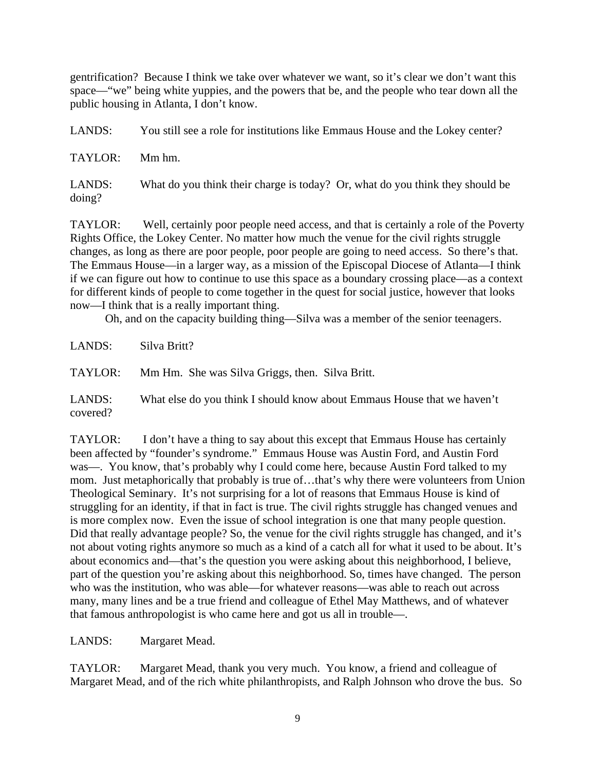gentrification? Because I think we take over whatever we want, so it's clear we don't want this space—"we" being white yuppies, and the powers that be, and the people who tear down all the public housing in Atlanta, I don't know.

LANDS: You still see a role for institutions like Emmaus House and the Lokey center?

TAYLOR: Mm hm.

LANDS: What do you think their charge is today? Or, what do you think they should be doing?

TAYLOR: Well, certainly poor people need access, and that is certainly a role of the Poverty Rights Office, the Lokey Center. No matter how much the venue for the civil rights struggle changes, as long as there are poor people, poor people are going to need access. So there's that. The Emmaus House—in a larger way, as a mission of the Episcopal Diocese of Atlanta—I think if we can figure out how to continue to use this space as a boundary crossing place—as a context for different kinds of people to come together in the quest for social justice, however that looks now—I think that is a really important thing.

Oh, and on the capacity building thing—Silva was a member of the senior teenagers.

LANDS: Silva Britt?

TAYLOR: Mm Hm. She was Silva Griggs, then. Silva Britt.

LANDS: What else do you think I should know about Emmaus House that we haven't covered?

TAYLOR: I don't have a thing to say about this except that Emmaus House has certainly been affected by "founder's syndrome." Emmaus House was Austin Ford, and Austin Ford was—. You know, that's probably why I could come here, because Austin Ford talked to my mom. Just metaphorically that probably is true of…that's why there were volunteers from Union Theological Seminary. It's not surprising for a lot of reasons that Emmaus House is kind of struggling for an identity, if that in fact is true. The civil rights struggle has changed venues and is more complex now. Even the issue of school integration is one that many people question. Did that really advantage people? So, the venue for the civil rights struggle has changed, and it's not about voting rights anymore so much as a kind of a catch all for what it used to be about. It's about economics and—that's the question you were asking about this neighborhood, I believe, part of the question you're asking about this neighborhood. So, times have changed. The person who was the institution, who was able—for whatever reasons—was able to reach out across many, many lines and be a true friend and colleague of Ethel May Matthews, and of whatever that famous anthropologist is who came here and got us all in trouble—.

LANDS: Margaret Mead.

TAYLOR: Margaret Mead, thank you very much. You know, a friend and colleague of Margaret Mead, and of the rich white philanthropists, and Ralph Johnson who drove the bus. So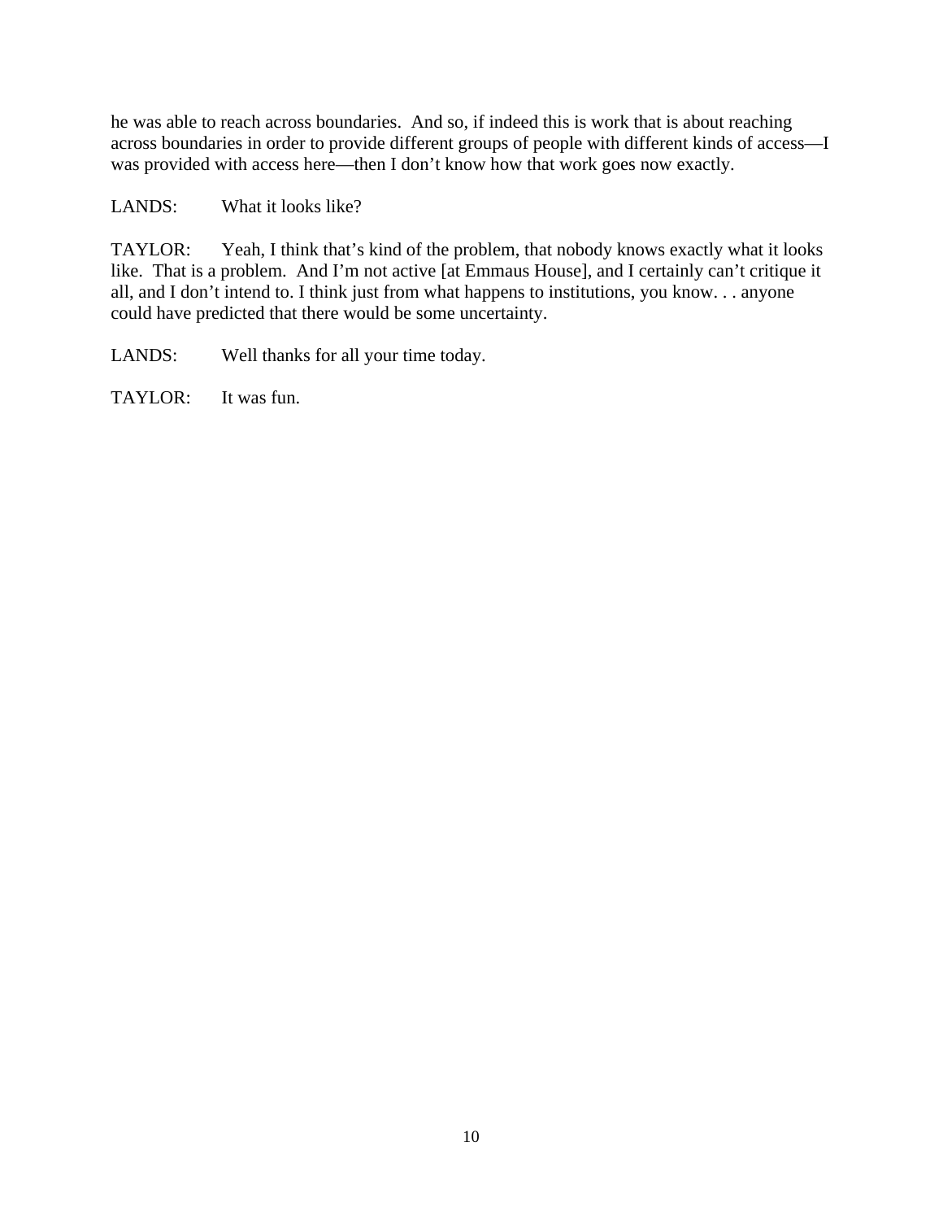he was able to reach across boundaries. And so, if indeed this is work that is about reaching across boundaries in order to provide different groups of people with different kinds of access—I was provided with access here—then I don't know how that work goes now exactly.

LANDS: What it looks like?

TAYLOR: Yeah, I think that's kind of the problem, that nobody knows exactly what it looks like. That is a problem. And I'm not active [at Emmaus House], and I certainly can't critique it all, and I don't intend to. I think just from what happens to institutions, you know. . . anyone could have predicted that there would be some uncertainty.

LANDS: Well thanks for all your time today.

TAYLOR: It was fun.